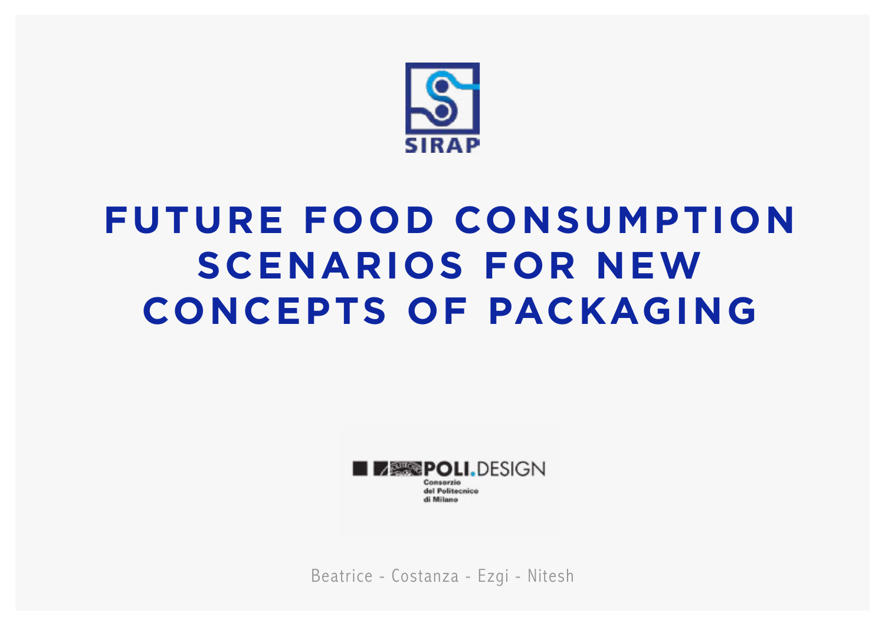SIRAP

# FUTURE FOOD CONSUMPTION SCENARIOS FOR NEW CONCEPTS OF PACKAGING

POLI.DESIGN
Consorzio del Politecnico di Milano

Beatrice - Costanza - Ezgi - Nitesh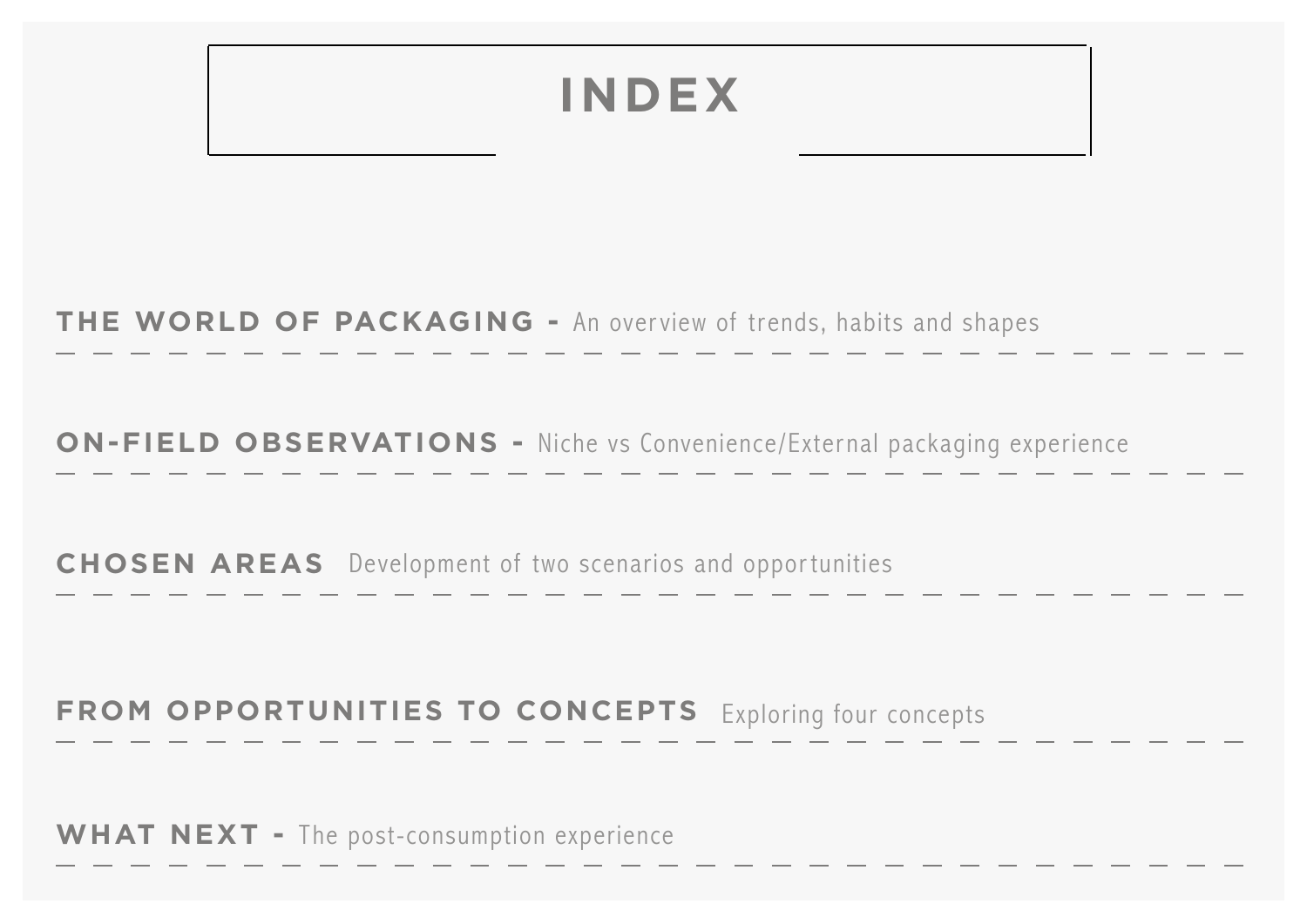# INDEX

**THE WORLD OF PACKAGING -** An overview of trends, habits and shapes

**ON-FIELD OBSERVATIONS -** Niche vs Convenience/External packaging experience

**CHOSEN AREAS** Development of two scenarios and opportunities

**FROM OPPORTUNITIES TO CONCEPTS** Exploring four concepts

**WHAT NEXT -** The post-consumption experience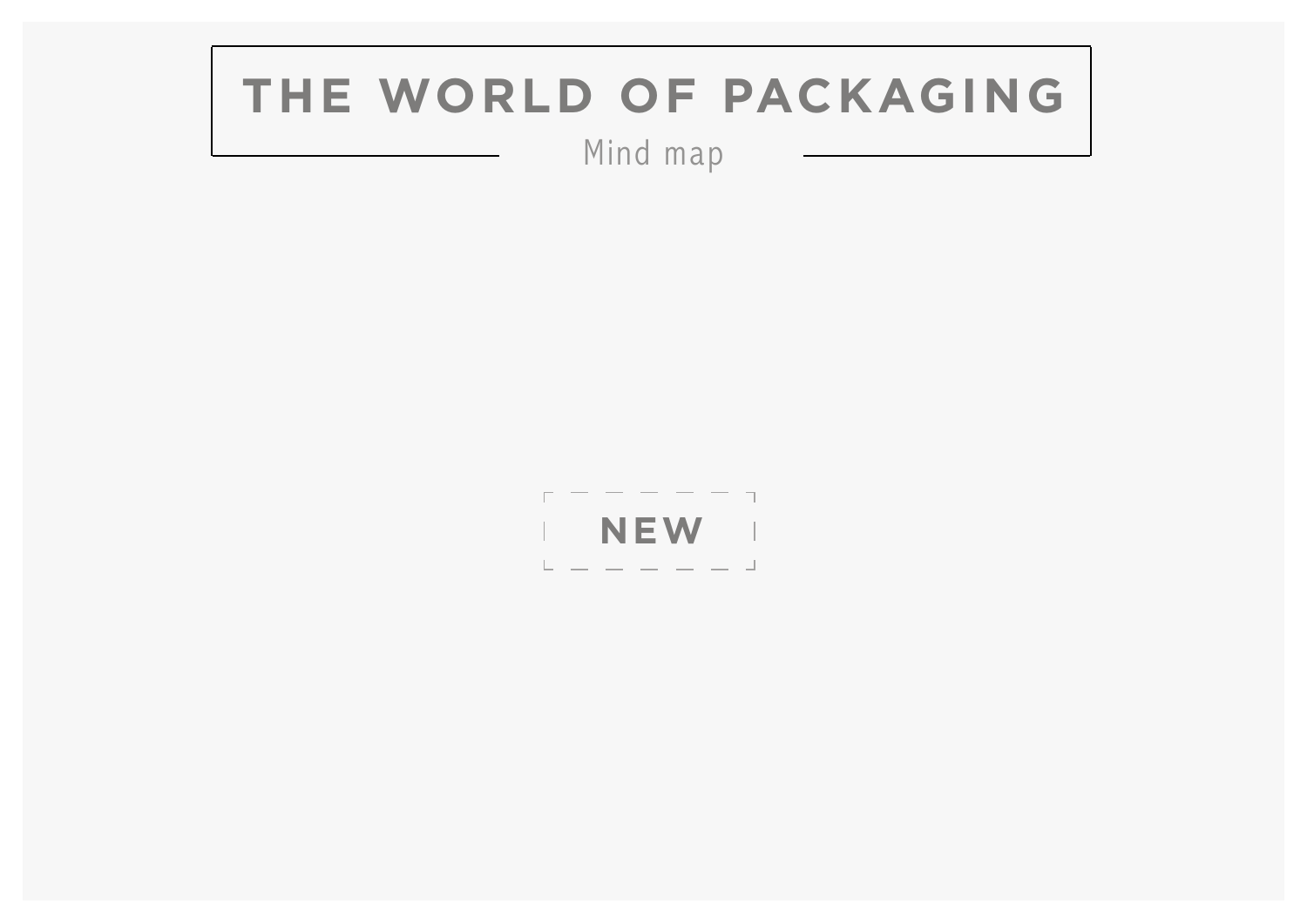# THE WORLD OF PACKAGING

Mind map

NEW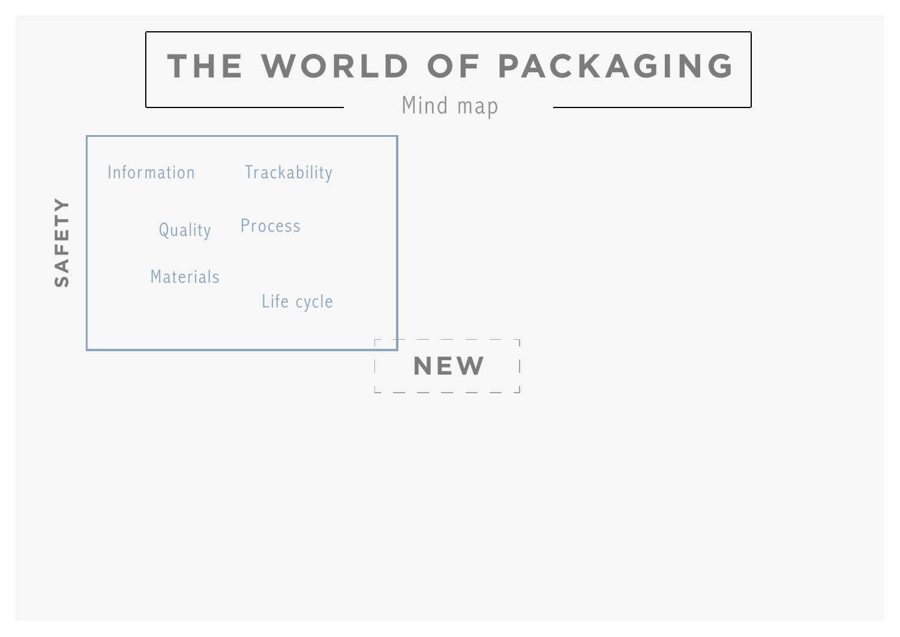# THE WORLD OF PACKAGING

Mind map

**SAFETY**

- Information
- Trackability
- Quality
- Process
- Materials
- Life cycle

**NEW**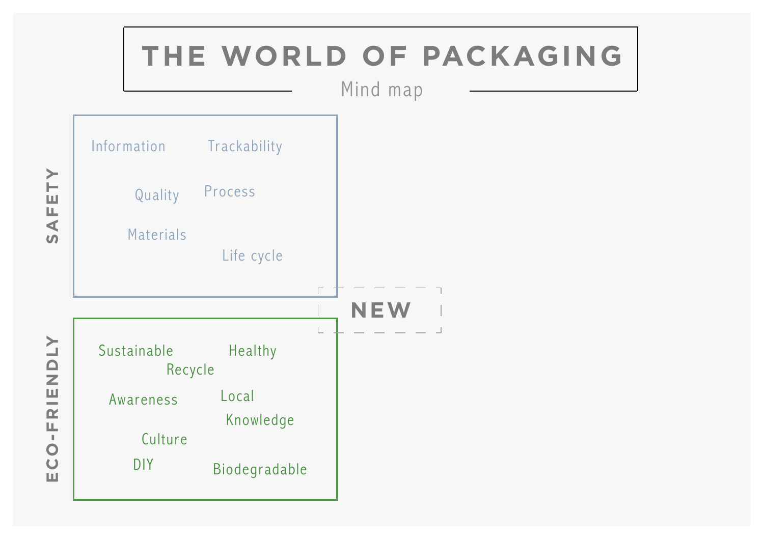# THE WORLD OF PACKAGING

Mind map

## SAFETY

- Information
- Trackability
- Quality
- Process
- Materials
- Life cycle

## NEW

## ECO-FRIENDLY

- Sustainable
- Healthy
- Recycle
- Awareness
- Local
- Knowledge
- Culture
- DIY
- Biodegradable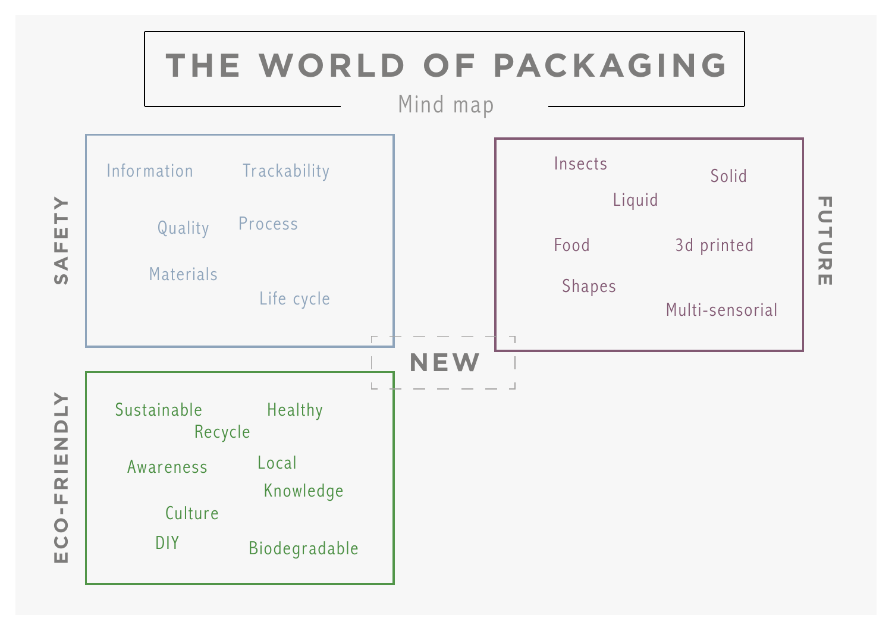# THE WORLD OF PACKAGING

Mind map

## SAFETY

- Information
- Trackability
- Quality
- Process
- Materials
- Life cycle

## FUTURE

- Insects
- Solid
- Liquid
- Food
- 3d printed
- Shapes
- Multi-sensorial

## NEW

## ECO-FRIENDLY

- Sustainable
- Healthy
- Recycle
- Awareness
- Local
- Knowledge
- Culture
- DIY
- Biodegradable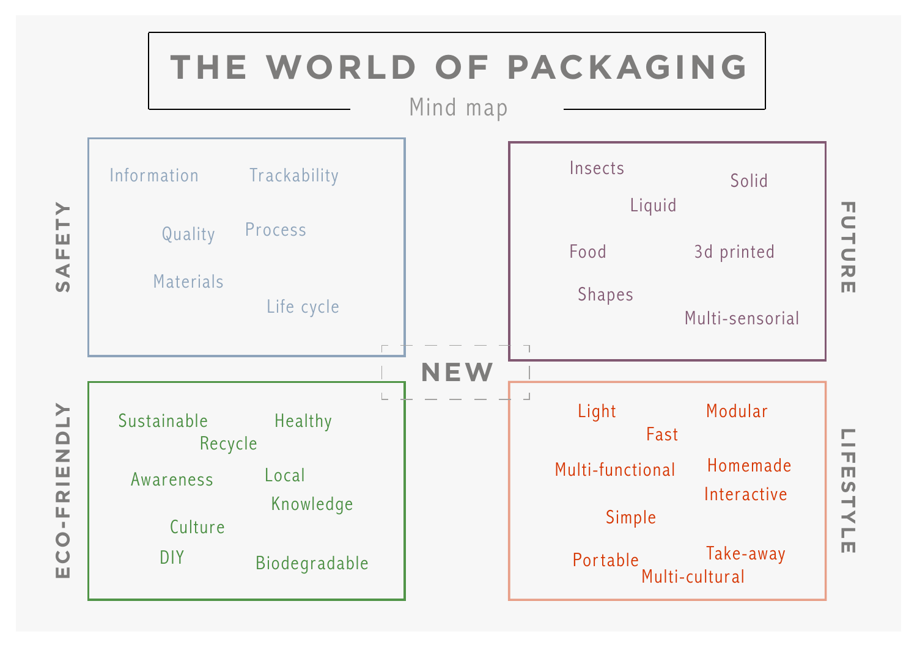# THE WORLD OF PACKAGING

Mind map

## SAFETY

- Information
- Trackability
- Quality
- Process
- Materials
- Life cycle

## FUTURE

- Insects
- Solid
- Liquid
- Food
- 3d printed
- Shapes
- Multi-sensorial

## NEW

## ECO-FRIENDLY

- Sustainable
- Healthy
- Recycle
- Awareness
- Local
- Knowledge
- Culture
- DIY
- Biodegradable

## LIFESTYLE

- Light
- Modular
- Fast
- Multi-functional
- Homemade
- Interactive
- Simple
- Portable
- Take-away
- Multi-cultural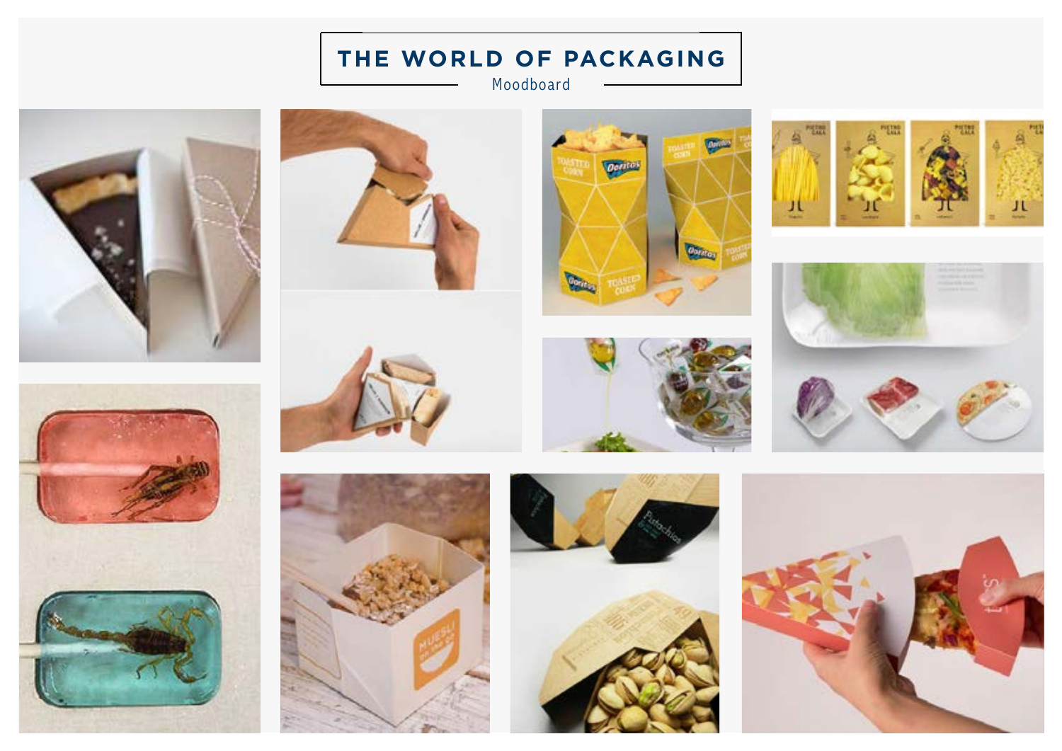# THE WORLD OF PACKAGING

Moodboard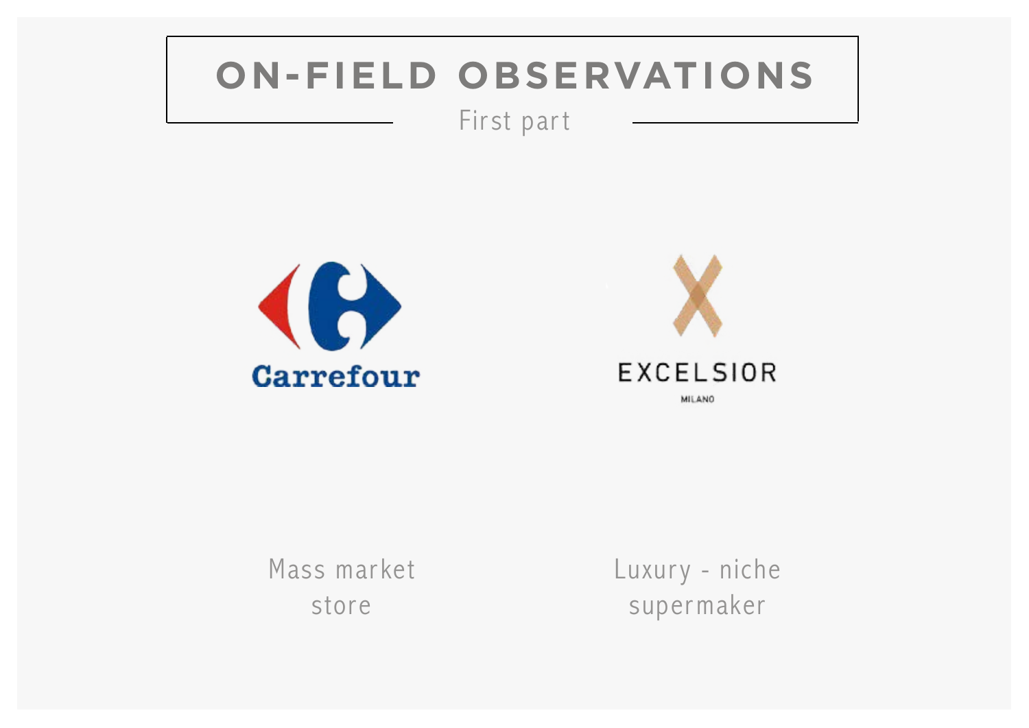# ON-FIELD OBSERVATIONS

First part

Carrefour

EXCELSIOR

MILANO

Mass market store

Luxury - niche supermaker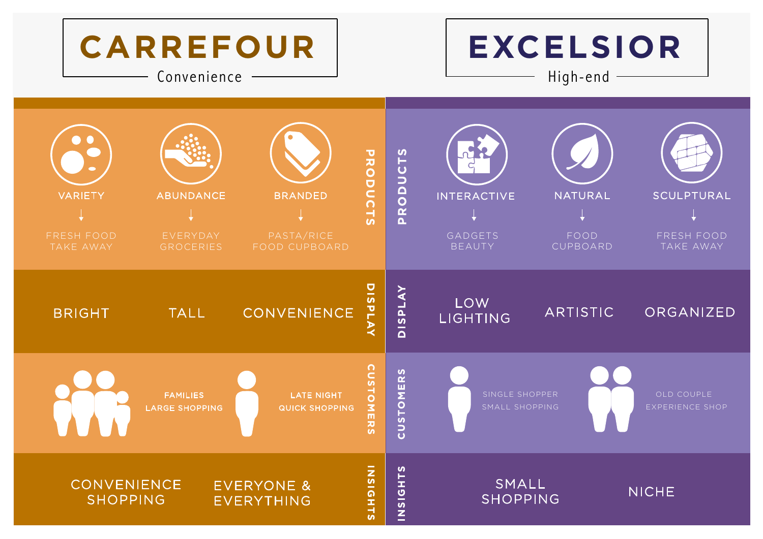| | CARREFOUR — Convenience | | | EXCELSIOR — High-end | | |
|---|---|---|---|---|---|---|
| **PRODUCTS** | VARIETY ↓ FRESH FOOD TAKE AWAY | ABUNDANCE ↓ EVERYDAY GROCERIES | BRANDED ↓ PASTA/RICE FOOD CUPBOARD | INTERACTIVE ↓ GADGETS BEAUTY | NATURAL ↓ FOOD CUPBOARD | SCULPTURAL ↓ FRESH FOOD TAKE AWAY |
| **DISPLAY** | BRIGHT | TALL | CONVENIENCE | LOW LIGHTING | ARTISTIC | ORGANIZED |
| **CUSTOMERS** | FAMILIES LARGE SHOPPING | LATE NIGHT QUICK SHOPPING | | SINGLE SHOPPER SMALL SHOPPING | OLD COUPLE EXPERIENCE SHOP | |
| **INSIGHTS** | CONVENIENCE SHOPPING | EVERYONE & EVERYTHING | | SMALL SHOPPING | NICHE | |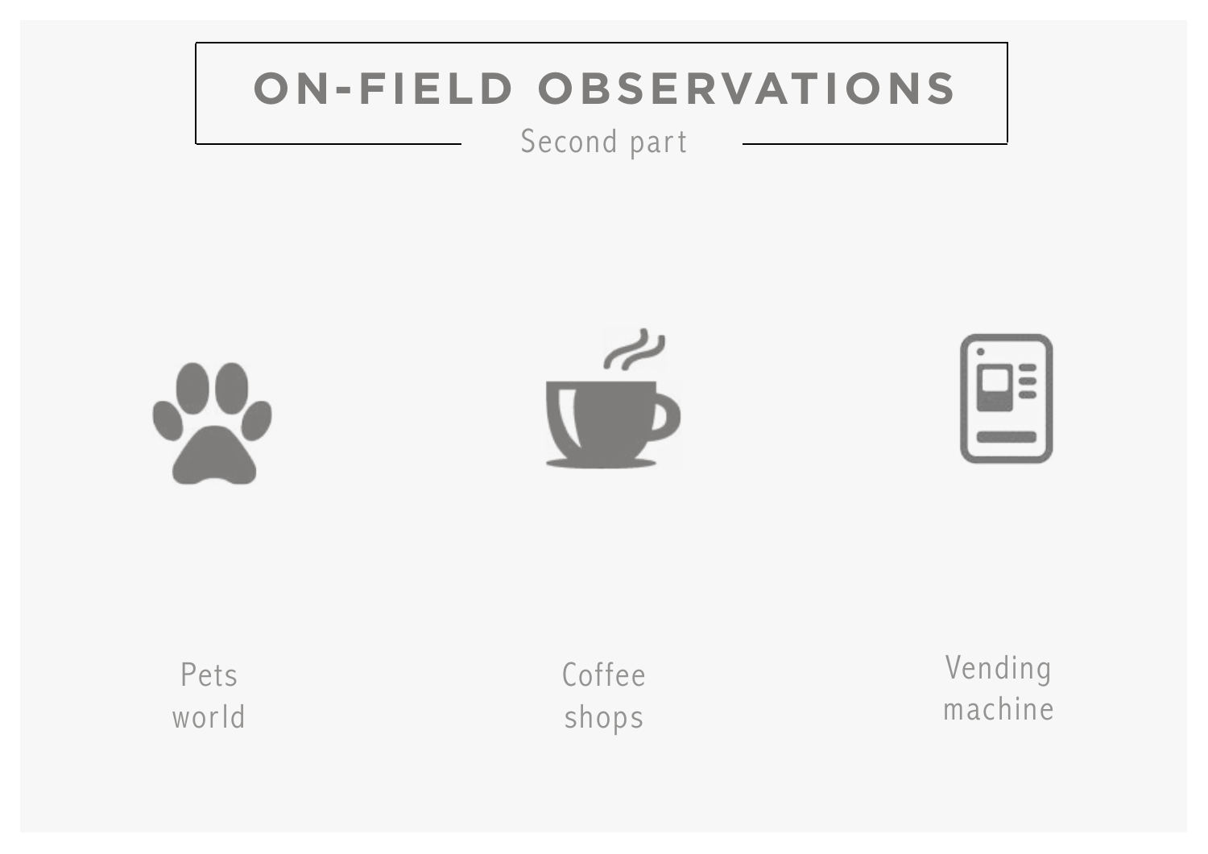# ON-FIELD OBSERVATIONS

Second part

Pets world

Coffee shops

Vending machine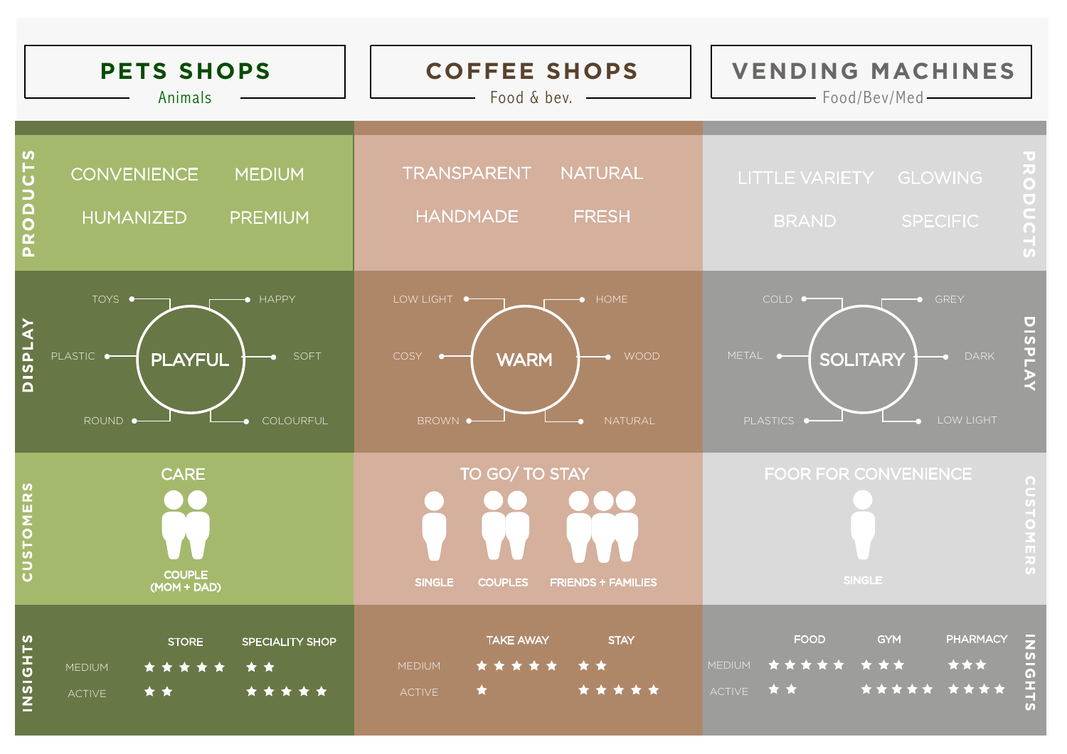| | PETS SHOPS (Animals) | COFFEE SHOPS (Food & bev.) | VENDING MACHINES (Food/Bev/Med) |
|---|---|---|---|
| PRODUCTS | CONVENIENCE, MEDIUM, HUMANIZED, PREMIUM | TRANSPARENT, NATURAL, HANDMADE, FRESH | LITTLE VARIETY, GLOWING, BRAND, SPECIFIC |
| DISPLAY | PLAYFUL: TOYS, HAPPY, PLASTIC, SOFT, ROUND, COLOURFUL | WARM: LOW LIGHT, HOME, COSY, WOOD, BROWN, NATURAL | SOLITARY: COLD, GREY, METAL, DARK, PLASTICS, LOW LIGHT |
| CUSTOMERS | CARE: COUPLE (MOM + DAD) | TO GO/ TO STAY: SINGLE, COUPLES, FRIENDS + FAMILIES | FOOR FOR CONVENIENCE: SINGLE |

**INSIGHTS**

| | PETS: STORE | PETS: SPECIALITY SHOP | COFFEE: TAKE AWAY | COFFEE: STAY | VENDING: FOOD | VENDING: GYM | VENDING: PHARMACY |
|---|---|---|---|---|---|---|---|
| MEDIUM | ★★★★★ | ★★ | ★★★★★ | ★★ | ★★★★★ | ★★★ | ★★★ |
| ACTIVE | ★★ | ★★★★★ | ★ | ★★★★★ | ★★ | ★★★★★ | ★★★★ |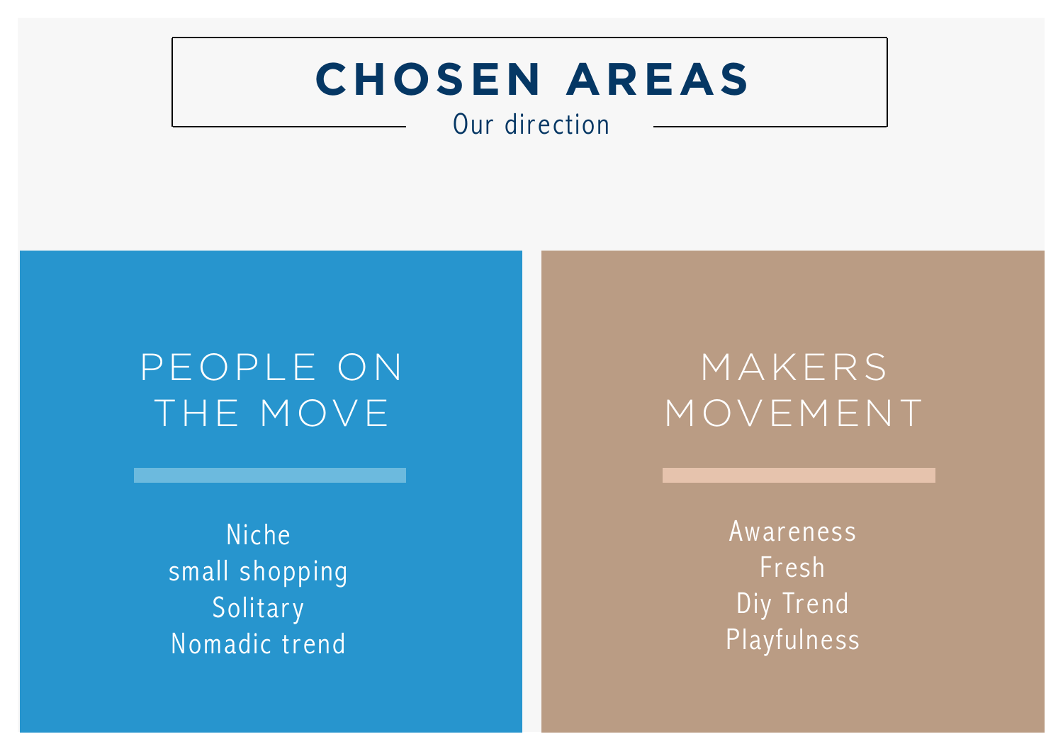# CHOSEN AREAS

Our direction

## PEOPLE ON THE MOVE

Niche
small shopping
Solitary
Nomadic trend

## MAKERS MOVEMENT

Awareness
Fresh
Diy Trend
Playfulness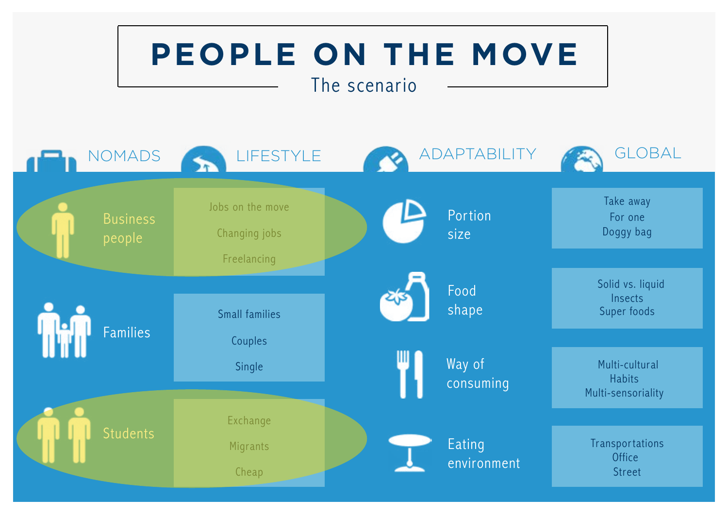# PEOPLE ON THE MOVE

## The scenario

| NOMADS | LIFESTYLE | ADAPTABILITY | GLOBAL |
|---|---|---|---|
| Business people | Jobs on the move<br>Changing jobs<br>Freelancing | Portion size | Take away<br>For one<br>Doggy bag |
| Families | Small families<br>Couples<br>Single | Food shape | Solid vs. liquid<br>Insects<br>Super foods |
| Students | Exchange<br>Migrants<br>Cheap | Way of consuming | Multi-cultural<br>Habits<br>Multi-sensoriality |
| | | Eating environment | Transportations<br>Office<br>Street |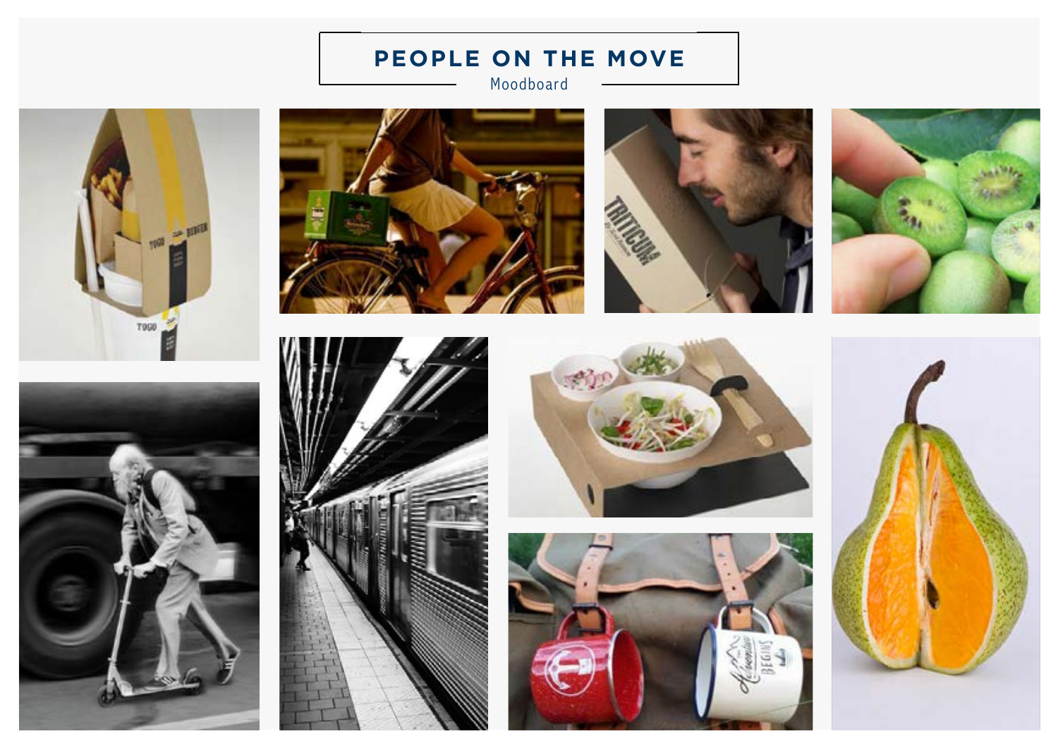# PEOPLE ON THE MOVE

Moodboard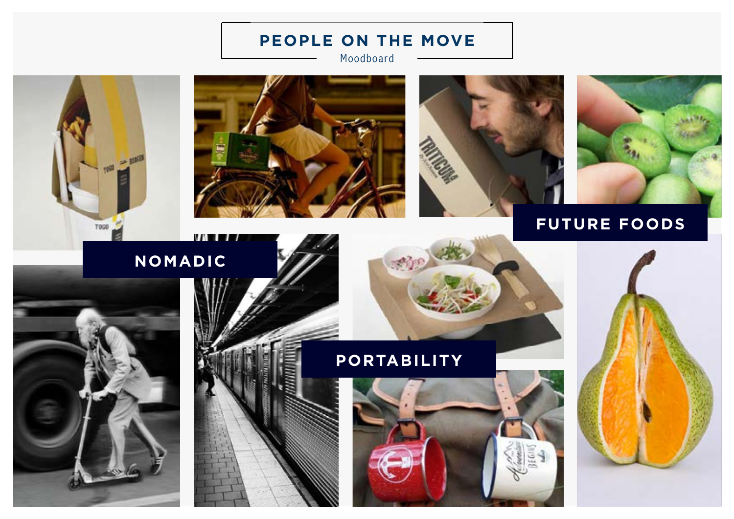# PEOPLE ON THE MOVE

Moodboard

NOMADIC

FUTURE FOODS

PORTABILITY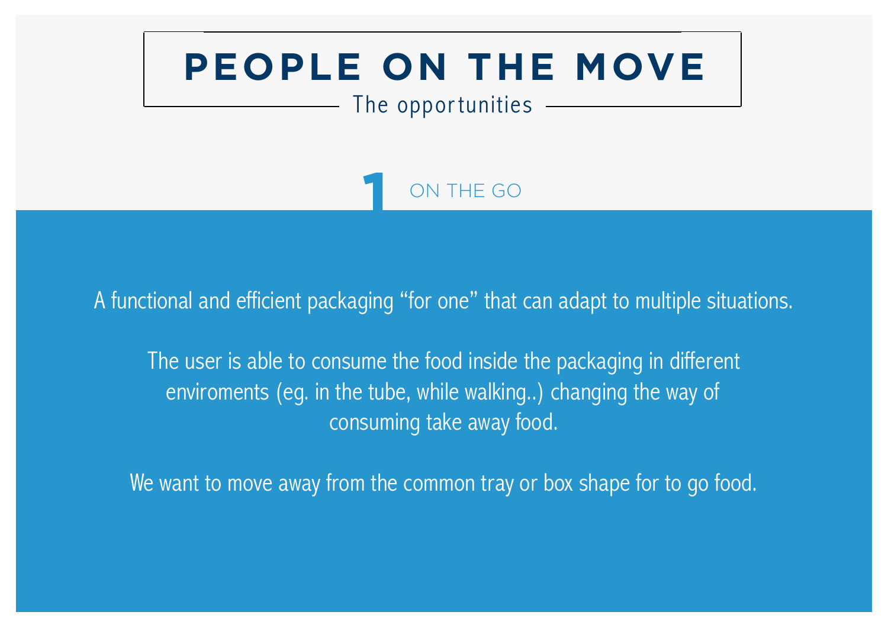# PEOPLE ON THE MOVE

The opportunities

## 1 ON THE GO

A functional and efficient packaging "for one" that can adapt to multiple situations.

The user is able to consume the food inside the packaging in different enviroments (eg. in the tube, while walking..) changing the way of consuming take away food.

We want to move away from the common tray or box shape for to go food.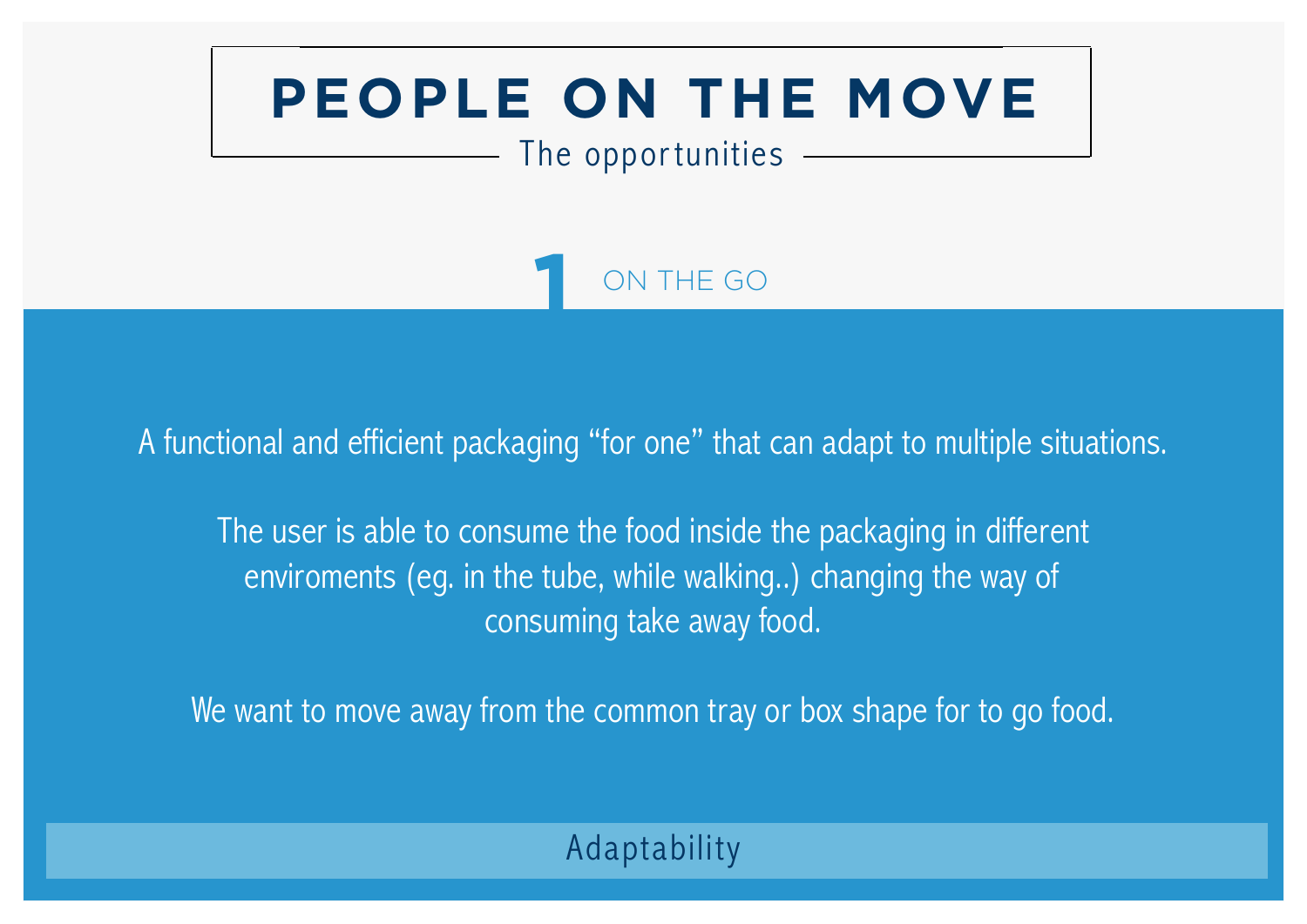# PEOPLE ON THE MOVE

The opportunities

## 1 ON THE GO

A functional and efficient packaging “for one” that can adapt to multiple situations.

The user is able to consume the food inside the packaging in different enviroments (eg. in the tube, while walking..) changing the way of consuming take away food.

We want to move away from the common tray or box shape for to go food.

**Adaptability**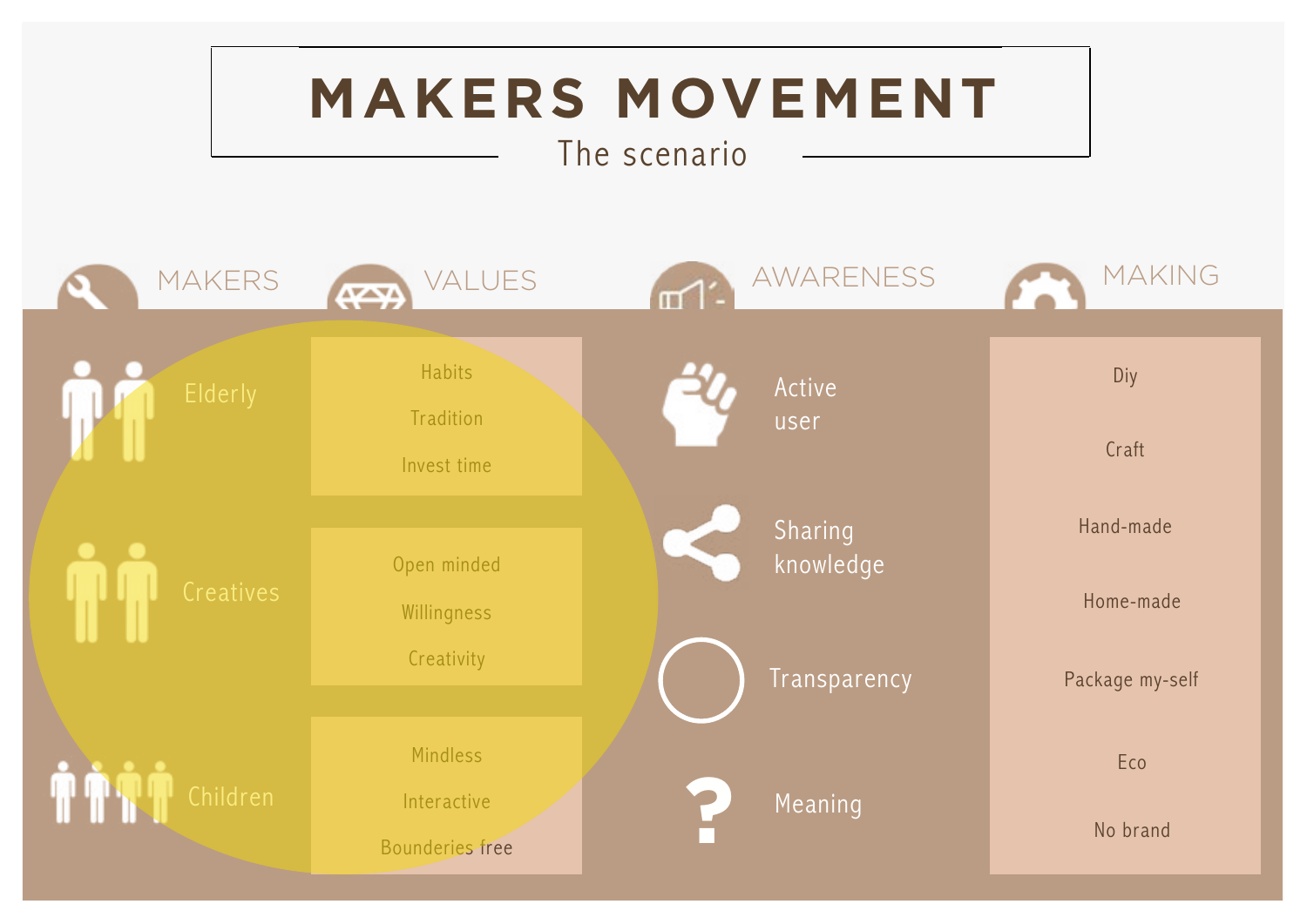# MAKERS MOVEMENT

## The scenario

| MAKERS | VALUES | AWARENESS | MAKING |
| --- | --- | --- | --- |
| Elderly | Habits<br>Tradition<br>Invest time | Active user | Diy<br>Craft<br>Hand-made<br>Home-made<br>Package my-self<br>Eco<br>No brand |
| Creatives | Open minded<br>Willingness<br>Creativity | Sharing knowledge | |
| Children | Mindless<br>Interactive<br>Bounderies free | Transparency | |
| | | Meaning | |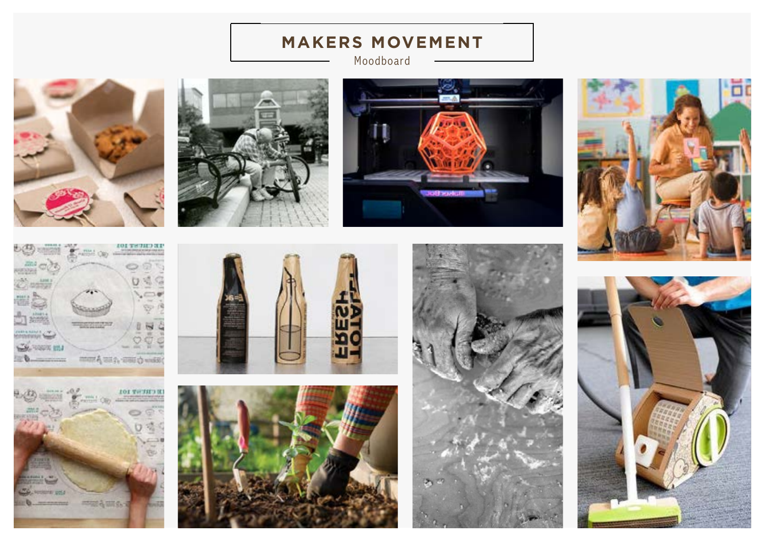# MAKERS MOVEMENT

Moodboard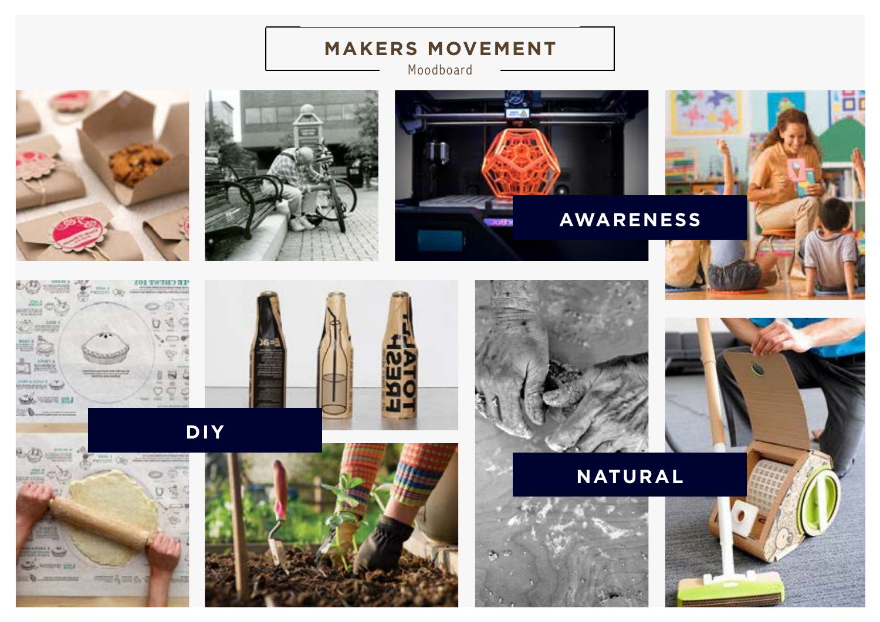# MAKERS MOVEMENT

Moodboard

AWARENESS

DIY

NATURAL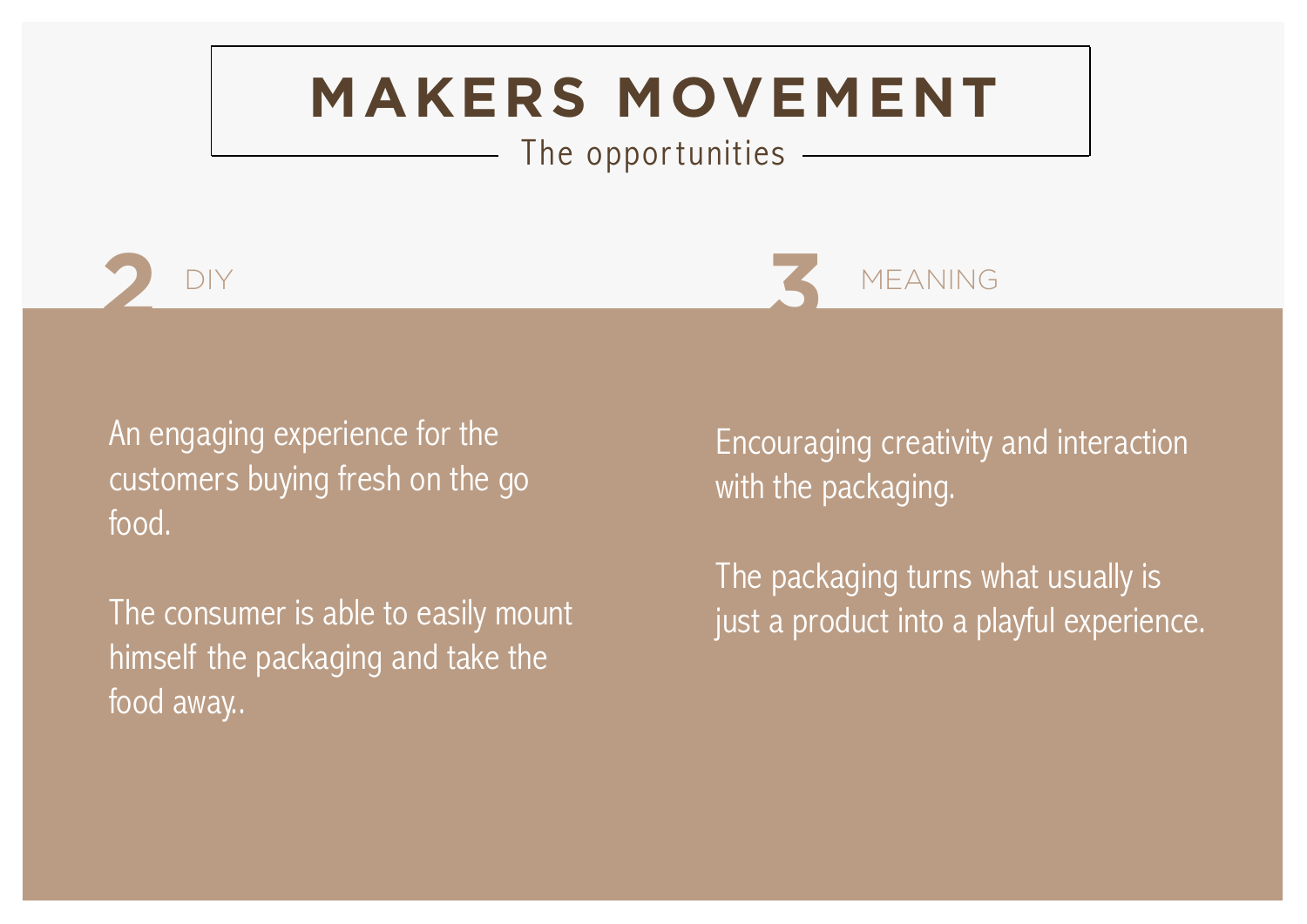# MAKERS MOVEMENT

The opportunities

## 2 DIY

An engaging experience for the customers buying fresh on the go food.

The consumer is able to easily mount himself the packaging and take the food away..

## 3 MEANING

Encouraging creativity and interaction with the packaging.

The packaging turns what usually is just a product into a playful experience.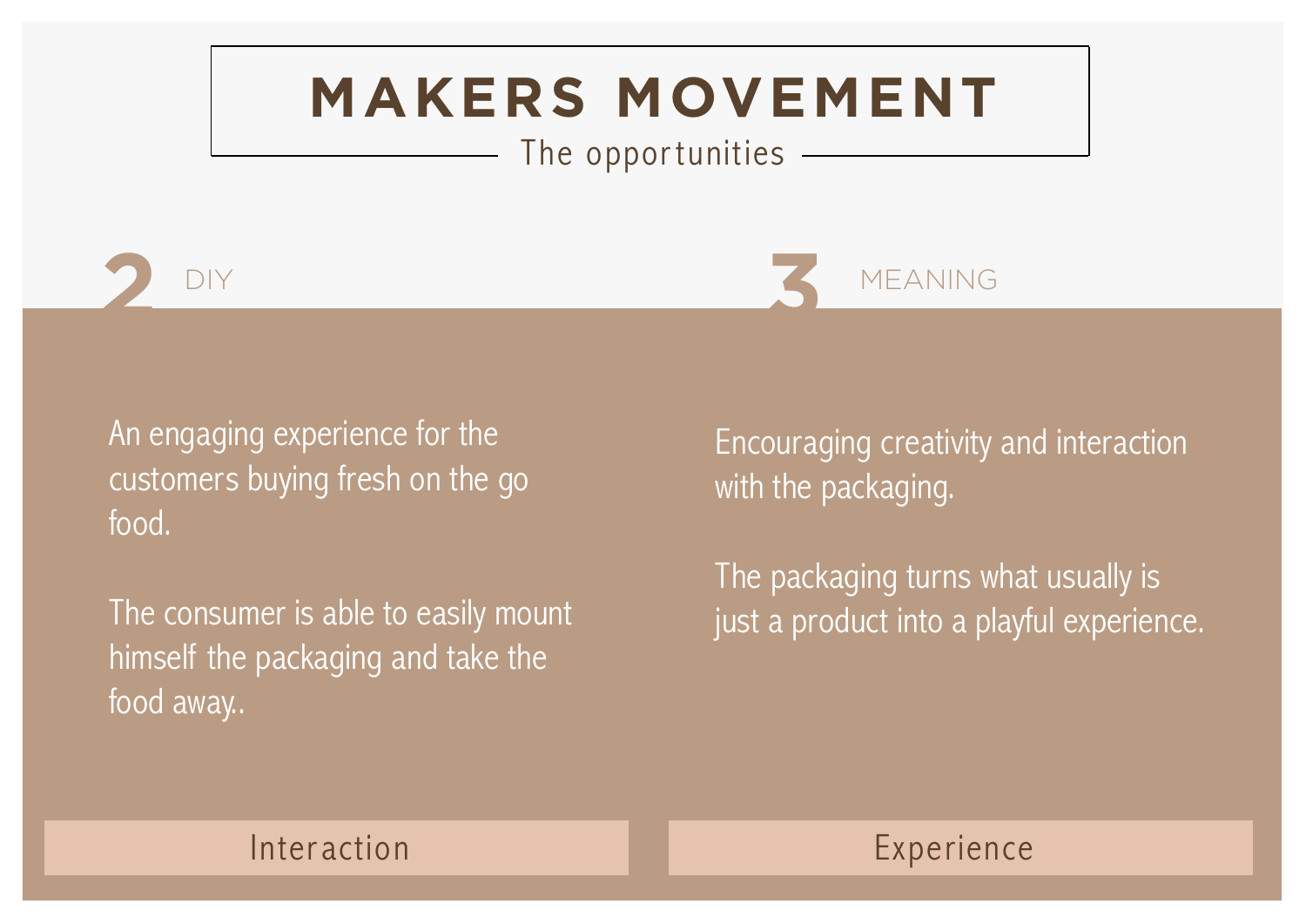# MAKERS MOVEMENT

The opportunities

## 2 DIY

An engaging experience for the customers buying fresh on the go food.

The consumer is able to easily mount himself the packaging and take the food away..

Interaction

## 3 MEANING

Encouraging creativity and interaction with the packaging.

The packaging turns what usually is just a product into a playful experience.

Experience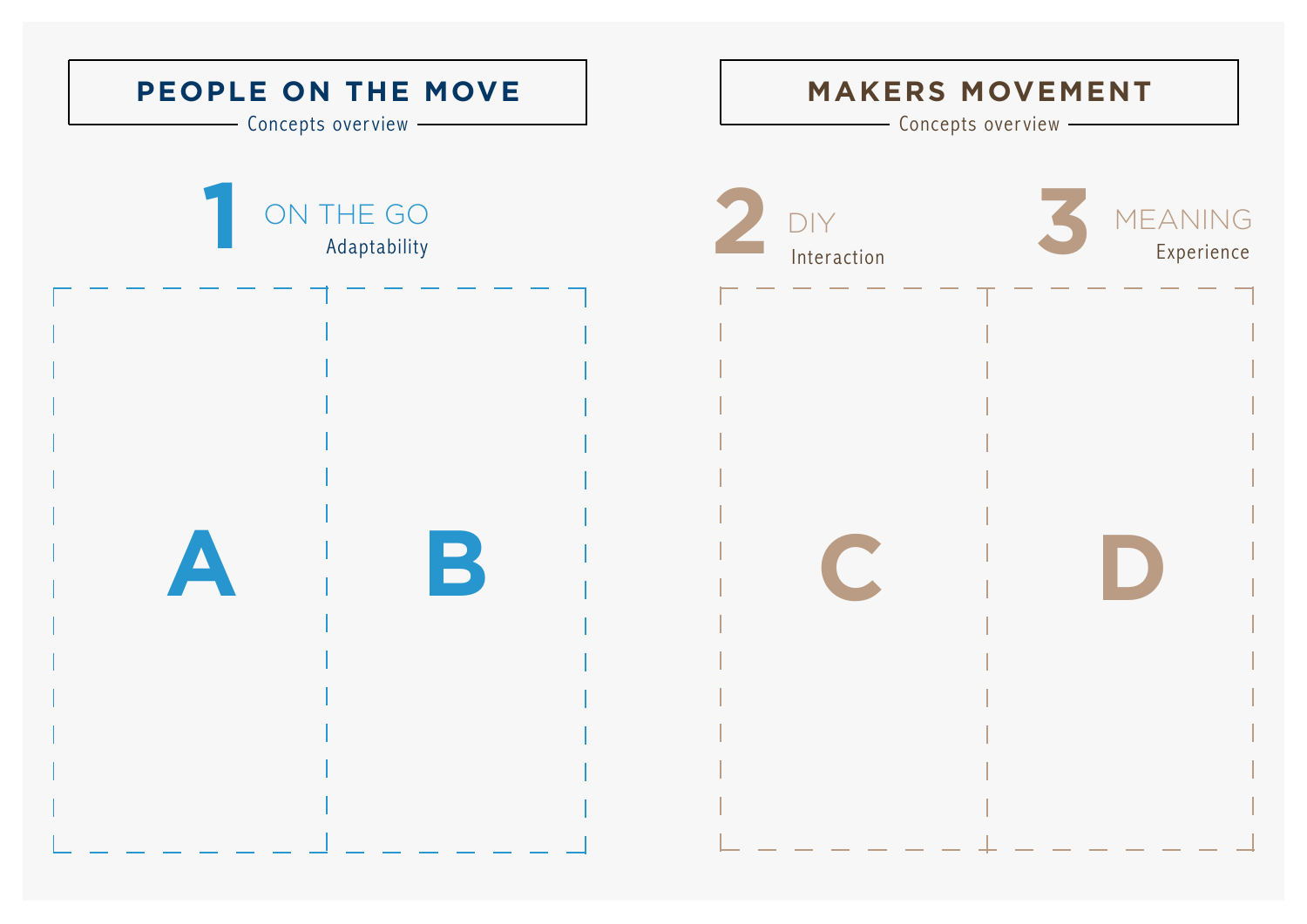## PEOPLE ON THE MOVE

Concepts overview

### 1 ON THE GO

Adaptability

**A**

**B**

## MAKERS MOVEMENT

Concepts overview

### 2 DIY

Interaction

### 3 MEANING

Experience

**C**

**D**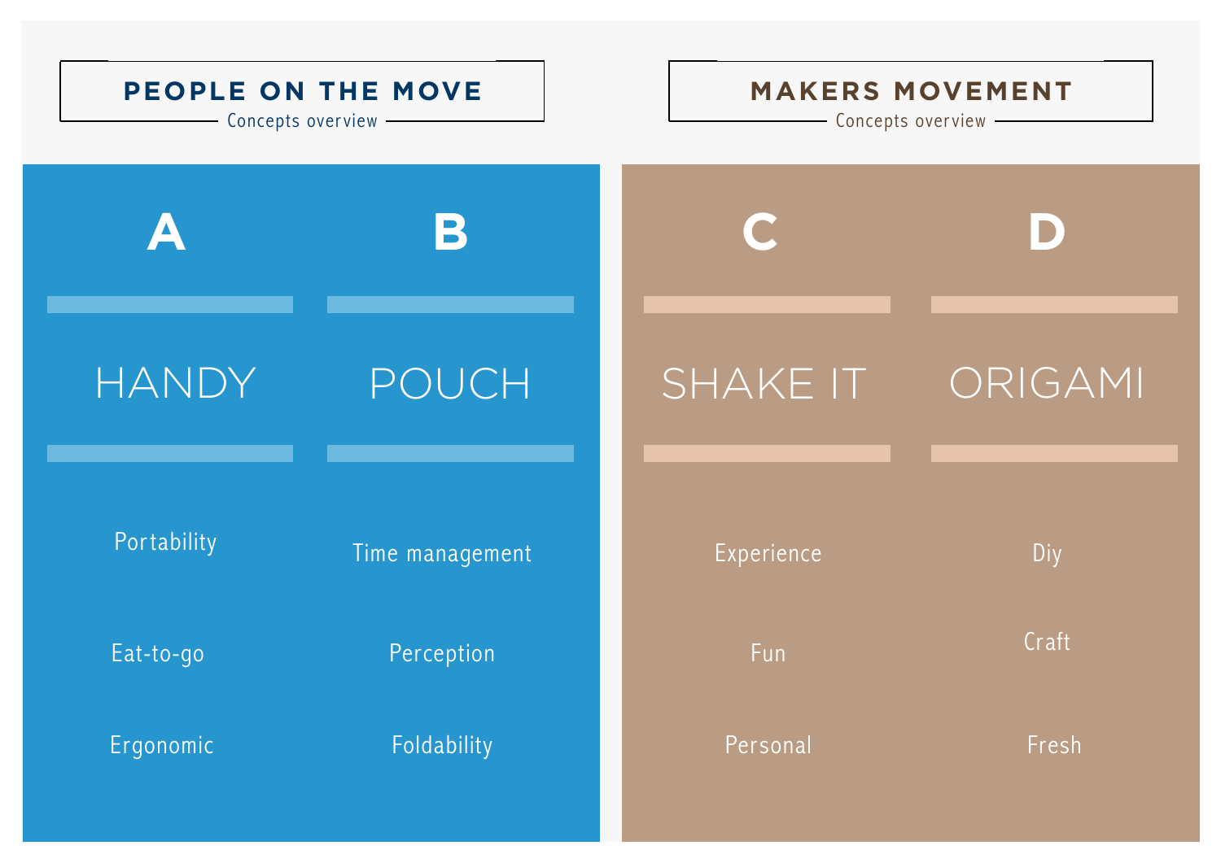## PEOPLE ON THE MOVE

Concepts overview

| A | B |
|---|---|
| HANDY | POUCH |
| Portability | Time management |
| Eat-to-go | Perception |
| Ergonomic | Foldability |

## MAKERS MOVEMENT

Concepts overview

| C | D |
|---|---|
| SHAKE IT | ORIGAMI |
| Experience | Diy |
| Fun | Craft |
| Personal | Fresh |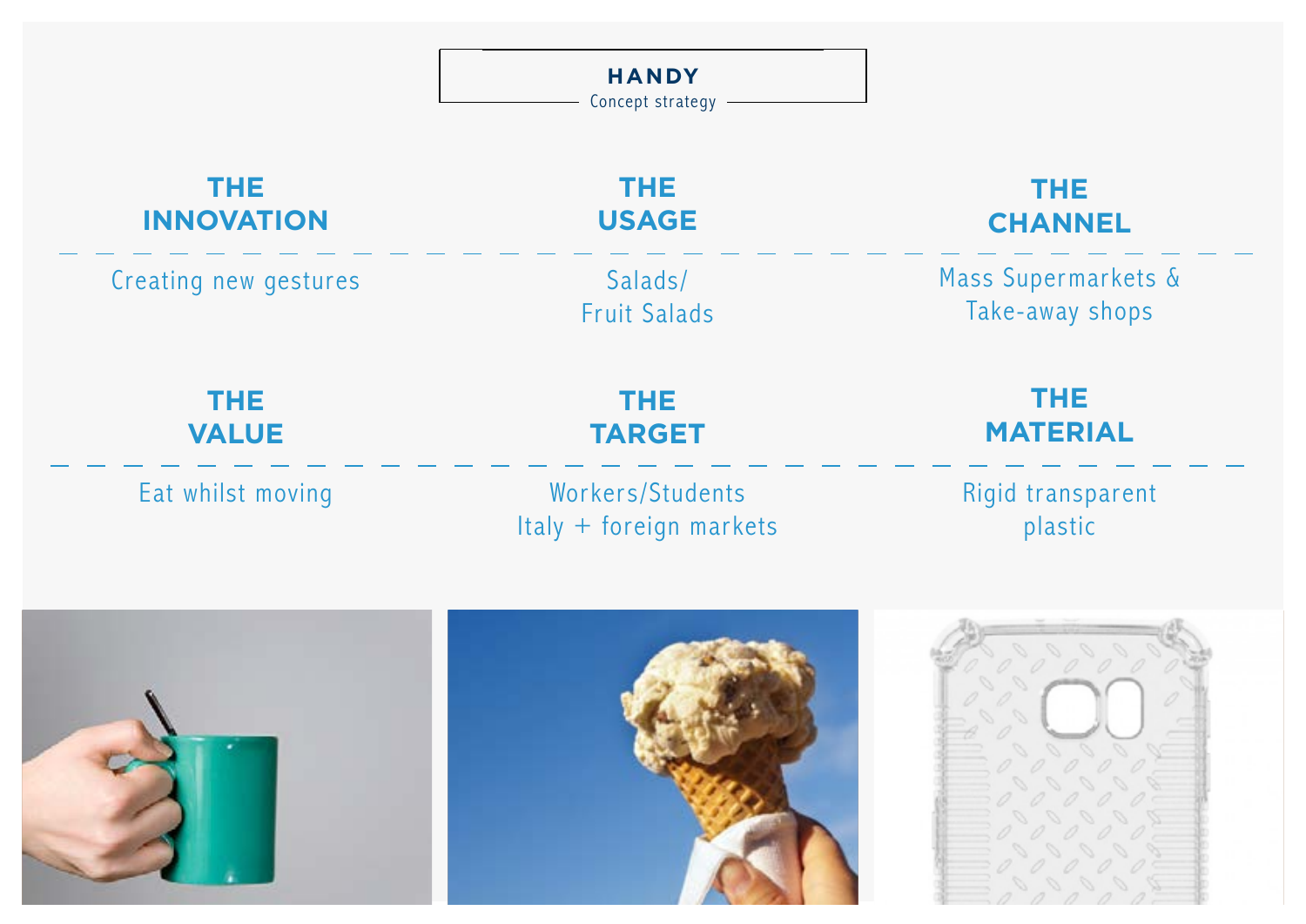# HANDY

Concept strategy

## THE INNOVATION

Creating new gestures

## THE USAGE

Salads/
Fruit Salads

## THE CHANNEL

Mass Supermarkets &
Take-away shops

## THE VALUE

Eat whilst moving

## THE TARGET

Workers/Students
Italy + foreign markets

## THE MATERIAL

Rigid transparent
plastic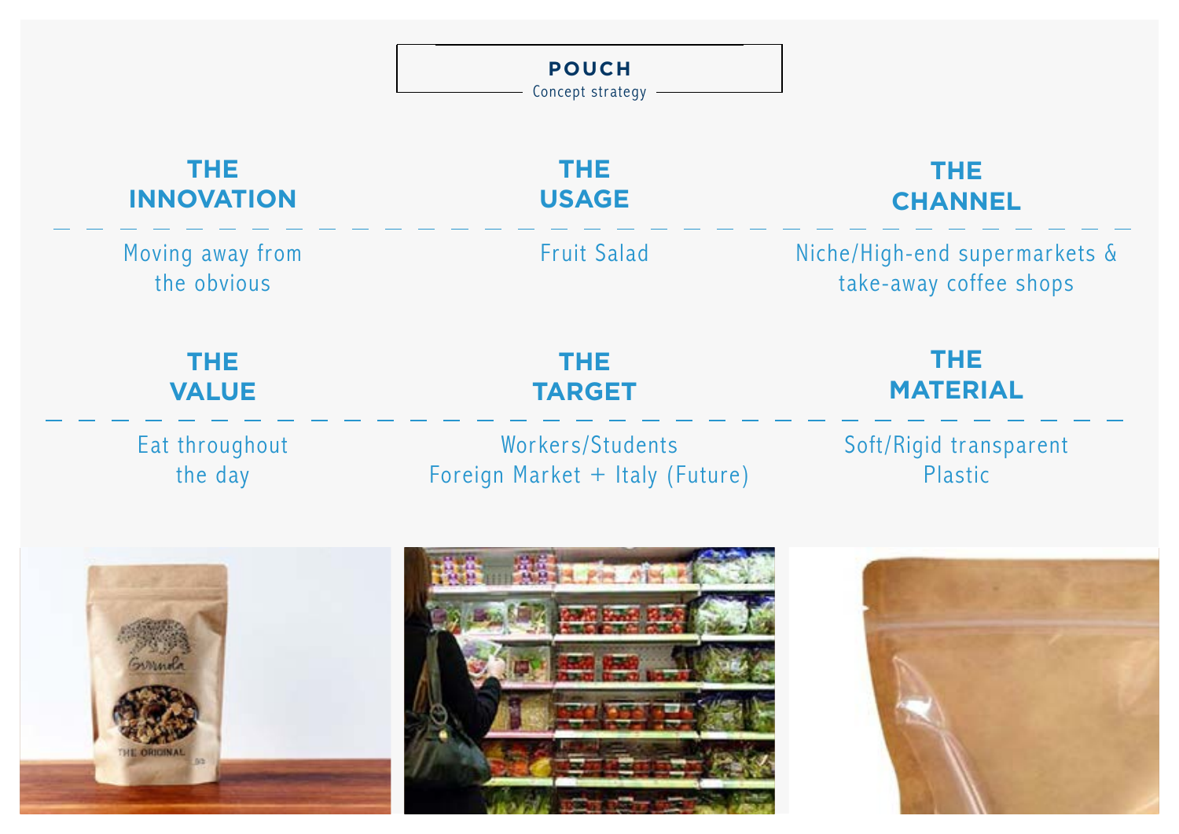## POUCH

Concept strategy

### THE INNOVATION

Moving away from the obvious

### THE USAGE

Fruit Salad

### THE CHANNEL

Niche/High-end supermarkets & take-away coffee shops

### THE VALUE

Eat throughout the day

### THE TARGET

Workers/Students
Foreign Market + Italy (Future)

### THE MATERIAL

Soft/Rigid transparent Plastic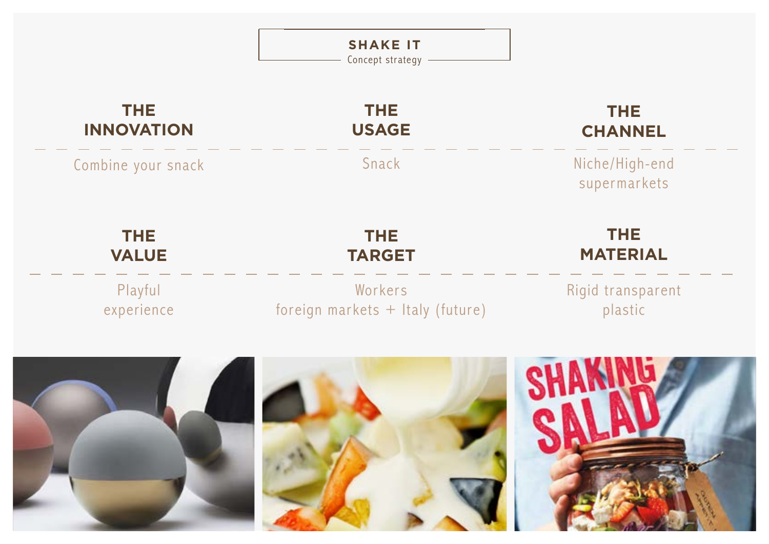# SHAKE IT

Concept strategy

## THE INNOVATION

Combine your snack

## THE USAGE

Snack

## THE CHANNEL

Niche/High-end supermarkets

## THE VALUE

Playful experience

## THE TARGET

Workers
foreign markets + Italy (future)

## THE MATERIAL

Rigid transparent plastic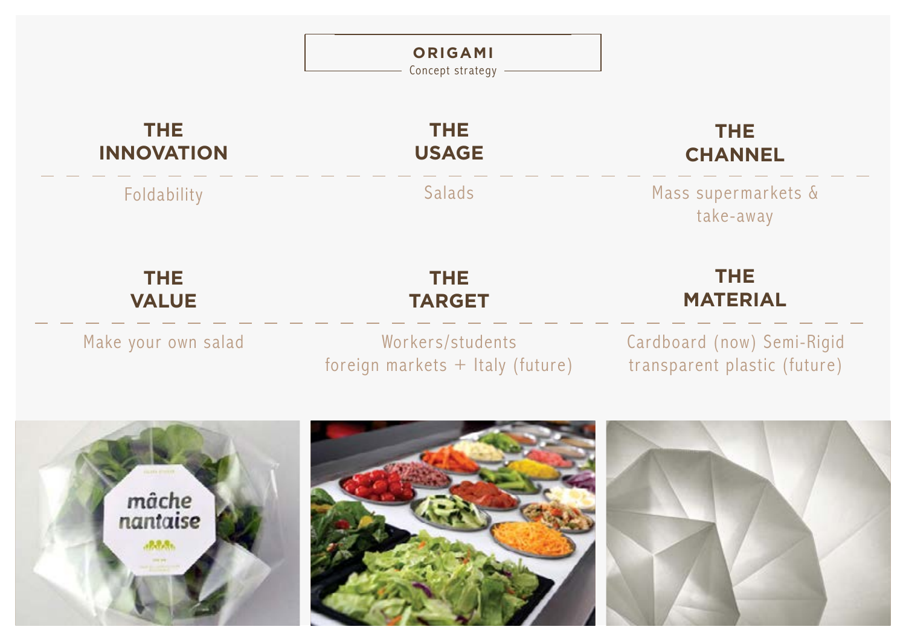## ORIGAMI

Concept strategy

### THE INNOVATION

Foldability

### THE USAGE

Salads

### THE CHANNEL

Mass supermarkets & take-away

### THE VALUE

Make your own salad

### THE TARGET

Workers/students
foreign markets + Italy (future)

### THE MATERIAL

Cardboard (now) Semi-Rigid
transparent plastic (future)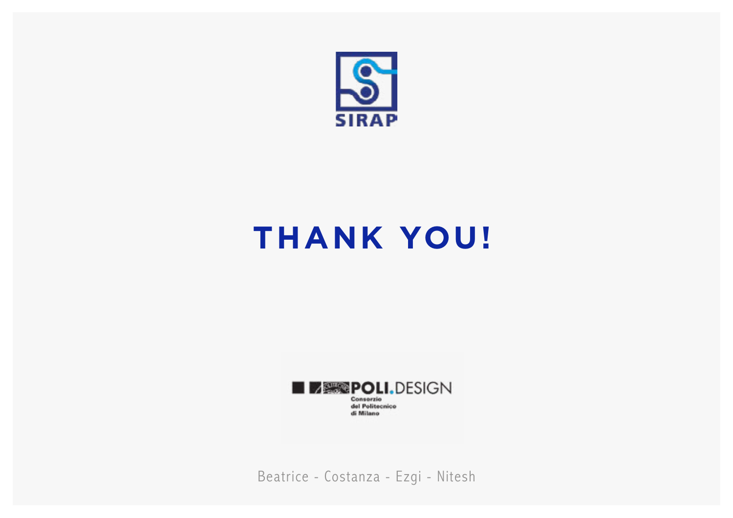SIRAP

# THANK YOU!

POLI.DESIGN
Consorzio
del Politecnico
di Milano

Beatrice - Costanza - Ezgi - Nitesh